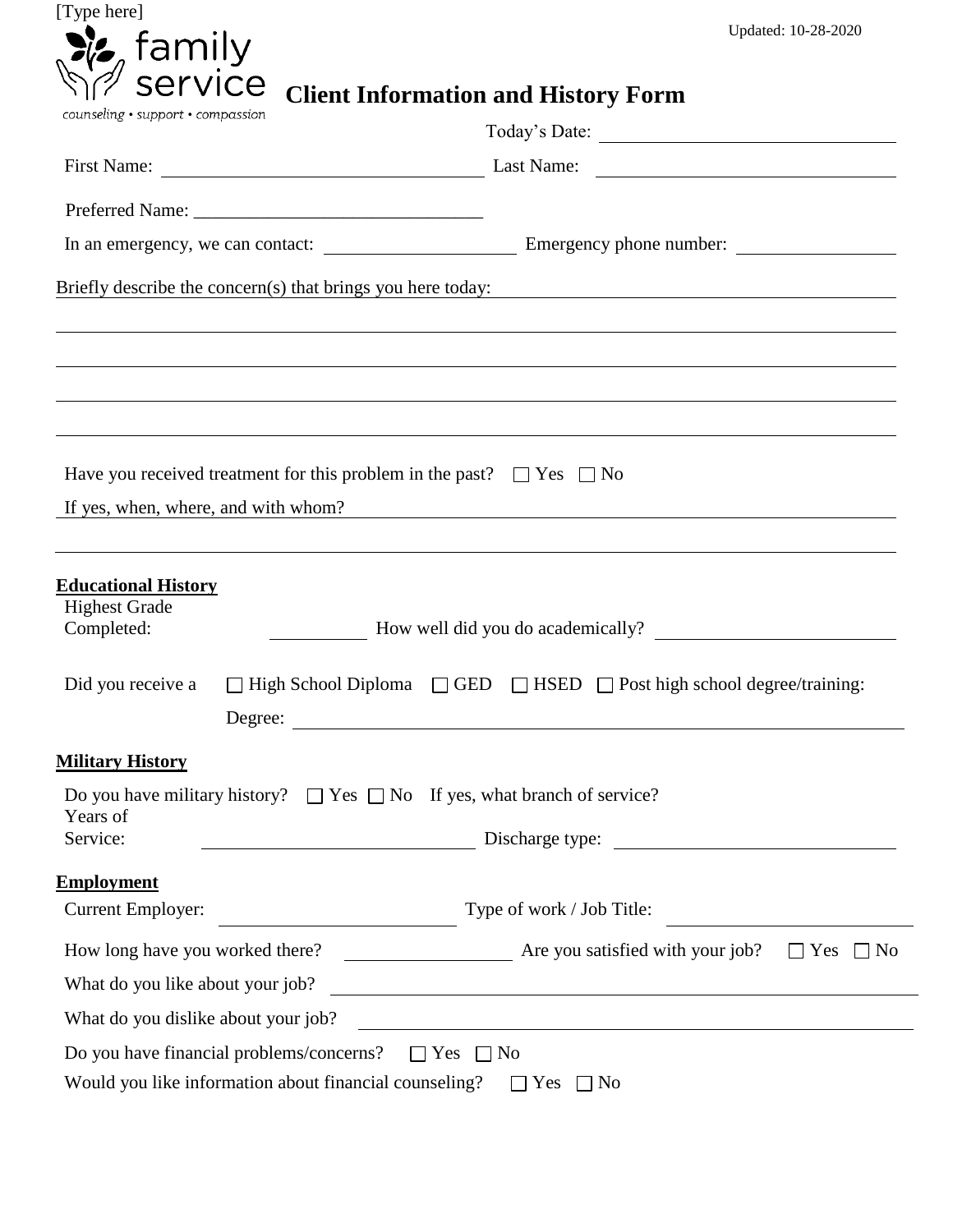[Type here]

family service
counseling • support • compassion

Updated: 10-28-2020

# Client Information and History Form

Today's Date: ____________________

First Name: ____________________ Last Name: ____________________

Preferred Name: ____________________

In an emergency, we can contact: ____________________ Emergency phone number: ____________________

Briefly describe the concern(s) that brings you here today: ____________________

____________________

____________________

____________________

____________________

Have you received treatment for this problem in the past? ☐ Yes ☐ No

If yes, when, where, and with whom? ____________________

____________________

## Educational History

Highest Grade Completed: __________ How well did you do academically? ____________________

Did you receive a ☐ High School Diploma ☐ GED ☐ HSED ☐ Post high school degree/training:

Degree: ____________________

## Military History

Do you have military history? ☐ Yes ☐ No If yes, what branch of service?

Years of Service: ____________________ Discharge type: ____________________

## Employment

Current Employer: ____________________ Type of work / Job Title: ____________________

How long have you worked there? ____________________ Are you satisfied with your job? ☐ Yes ☐ No

What do you like about your job? ____________________

What do you dislike about your job? ____________________

Do you have financial problems/concerns? ☐ Yes ☐ No

Would you like information about financial counseling? ☐ Yes ☐ No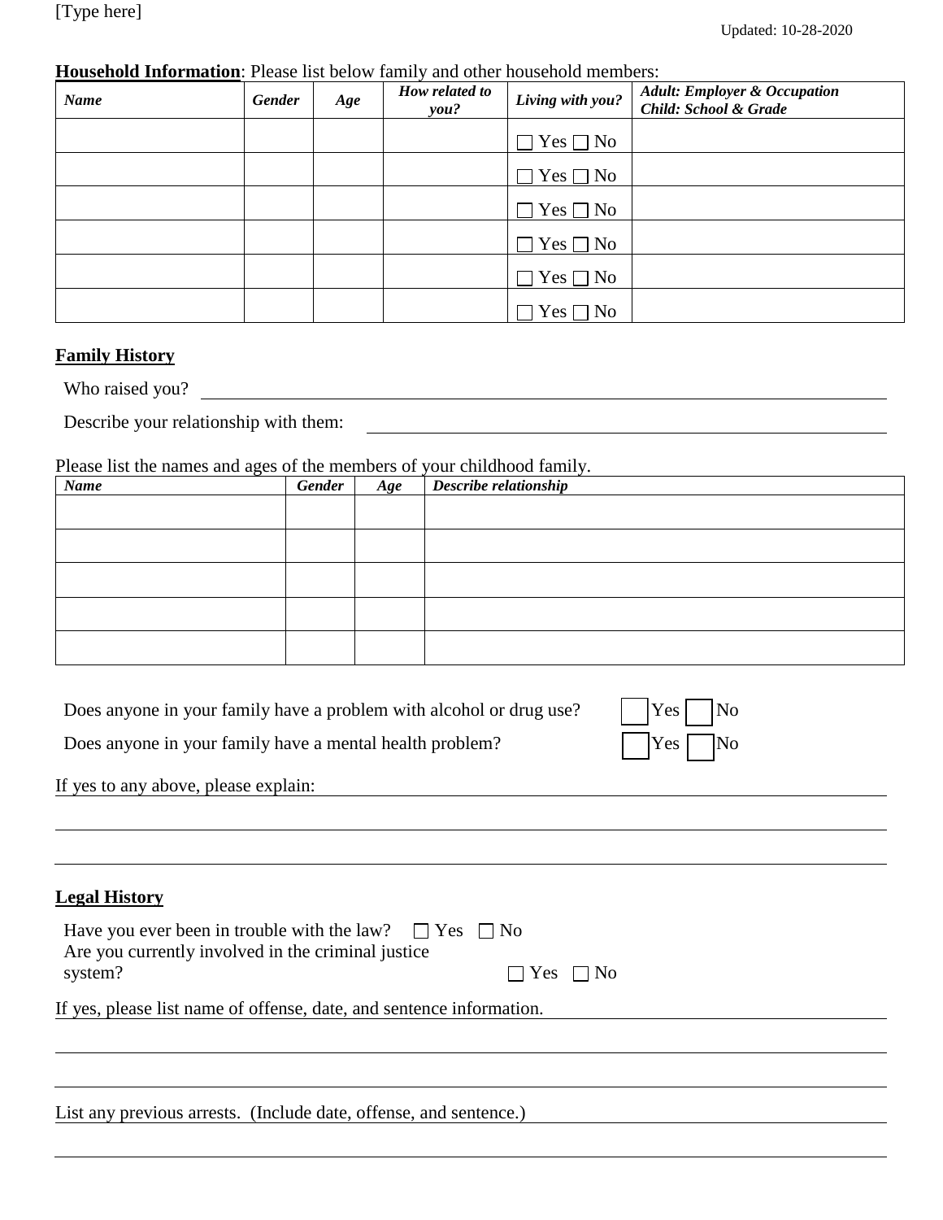**Household Information**: Please list below family and other household members:

| *Name* | *Gender* | *Age* | *How related to you?* | *Living with you?* | *Adult: Employer & Occupation Child: School & Grade* |
|---|---|---|---|---|---|
| | | | | ☐ Yes ☐ No | |
| | | | | ☐ Yes ☐ No | |
| | | | | ☐ Yes ☐ No | |
| | | | | ☐ Yes ☐ No | |
| | | | | ☐ Yes ☐ No | |
| | | | | ☐ Yes ☐ No | |

## Family History

Who raised you? \_\_\_\_\_\_\_\_\_\_\_\_\_\_\_\_\_\_\_\_\_\_\_\_\_\_\_\_\_\_\_\_\_\_\_\_\_\_\_\_

Describe your relationship with them: \_\_\_\_\_\_\_\_\_\_\_\_\_\_\_\_\_\_\_\_\_\_\_\_\_\_\_\_\_\_\_\_\_\_\_\_\_\_\_\_

Please list the names and ages of the members of your childhood family.

| *Name* | *Gender* | *Age* | *Describe relationship* |
|---|---|---|---|
| | | | |
| | | | |
| | | | |
| | | | |
| | | | |

Does anyone in your family have a problem with alcohol or drug use? ☐ Yes ☐ No

Does anyone in your family have a mental health problem? ☐ Yes ☐ No

If yes to any above, please explain: \_\_\_\_\_\_\_\_\_\_\_\_\_\_\_\_\_\_\_\_\_\_\_\_\_\_\_\_\_\_\_\_\_\_\_\_\_\_\_\_

\_\_\_\_\_\_\_\_\_\_\_\_\_\_\_\_\_\_\_\_\_\_\_\_\_\_\_\_\_\_\_\_\_\_\_\_\_\_\_\_\_\_\_\_\_\_\_\_\_\_\_\_\_\_\_\_\_\_\_\_\_\_\_\_\_\_\_\_\_\_\_\_\_\_\_\_

\_\_\_\_\_\_\_\_\_\_\_\_\_\_\_\_\_\_\_\_\_\_\_\_\_\_\_\_\_\_\_\_\_\_\_\_\_\_\_\_\_\_\_\_\_\_\_\_\_\_\_\_\_\_\_\_\_\_\_\_\_\_\_\_\_\_\_\_\_\_\_\_\_\_\_\_

## Legal History

Have you ever been in trouble with the law? ☐ Yes ☐ No

Are you currently involved in the criminal justice system? ☐ Yes ☐ No

If yes, please list name of offense, date, and sentence information.

\_\_\_\_\_\_\_\_\_\_\_\_\_\_\_\_\_\_\_\_\_\_\_\_\_\_\_\_\_\_\_\_\_\_\_\_\_\_\_\_\_\_\_\_\_\_\_\_\_\_\_\_\_\_\_\_\_\_\_\_\_\_\_\_\_\_\_\_\_\_\_\_\_\_\_\_

\_\_\_\_\_\_\_\_\_\_\_\_\_\_\_\_\_\_\_\_\_\_\_\_\_\_\_\_\_\_\_\_\_\_\_\_\_\_\_\_\_\_\_\_\_\_\_\_\_\_\_\_\_\_\_\_\_\_\_\_\_\_\_\_\_\_\_\_\_\_\_\_\_\_\_\_

List any previous arrests. (Include date, offense, and sentence.)

\_\_\_\_\_\_\_\_\_\_\_\_\_\_\_\_\_\_\_\_\_\_\_\_\_\_\_\_\_\_\_\_\_\_\_\_\_\_\_\_\_\_\_\_\_\_\_\_\_\_\_\_\_\_\_\_\_\_\_\_\_\_\_\_\_\_\_\_\_\_\_\_\_\_\_\_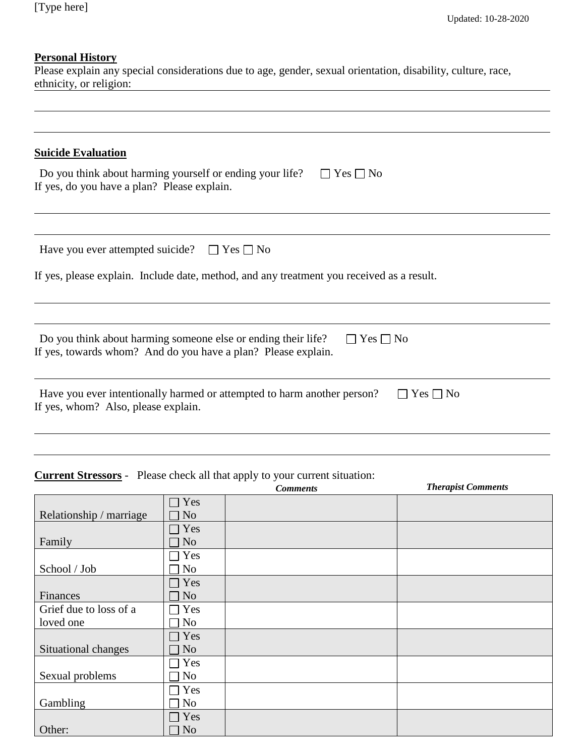**Personal History**

Please explain any special considerations due to age, gender, sexual orientation, disability, culture, race, ethnicity, or religion:

**Suicide Evaluation**

Do you think about harming yourself or ending your life? ☐ Yes ☐ No

If yes, do you have a plan? Please explain.

Have you ever attempted suicide? ☐ Yes ☐ No

If yes, please explain. Include date, method, and any treatment you received as a result.

Do you think about harming someone else or ending their life? ☐ Yes ☐ No

If yes, towards whom? And do you have a plan? Please explain.

Have you ever intentionally harmed or attempted to harm another person? ☐ Yes ☐ No

If yes, whom? Also, please explain.

**Current Stressors** - Please check all that apply to your current situation:

| | | *Comments* | *Therapist Comments* |
|---|---|---|---|
| Relationship / marriage | ☐ Yes ☐ No | | |
| Family | ☐ Yes ☐ No | | |
| School / Job | ☐ Yes ☐ No | | |
| Finances | ☐ Yes ☐ No | | |
| Grief due to loss of a loved one | ☐ Yes ☐ No | | |
| Situational changes | ☐ Yes ☐ No | | |
| Sexual problems | ☐ Yes ☐ No | | |
| Gambling | ☐ Yes ☐ No | | |
| Other: | ☐ Yes ☐ No | | |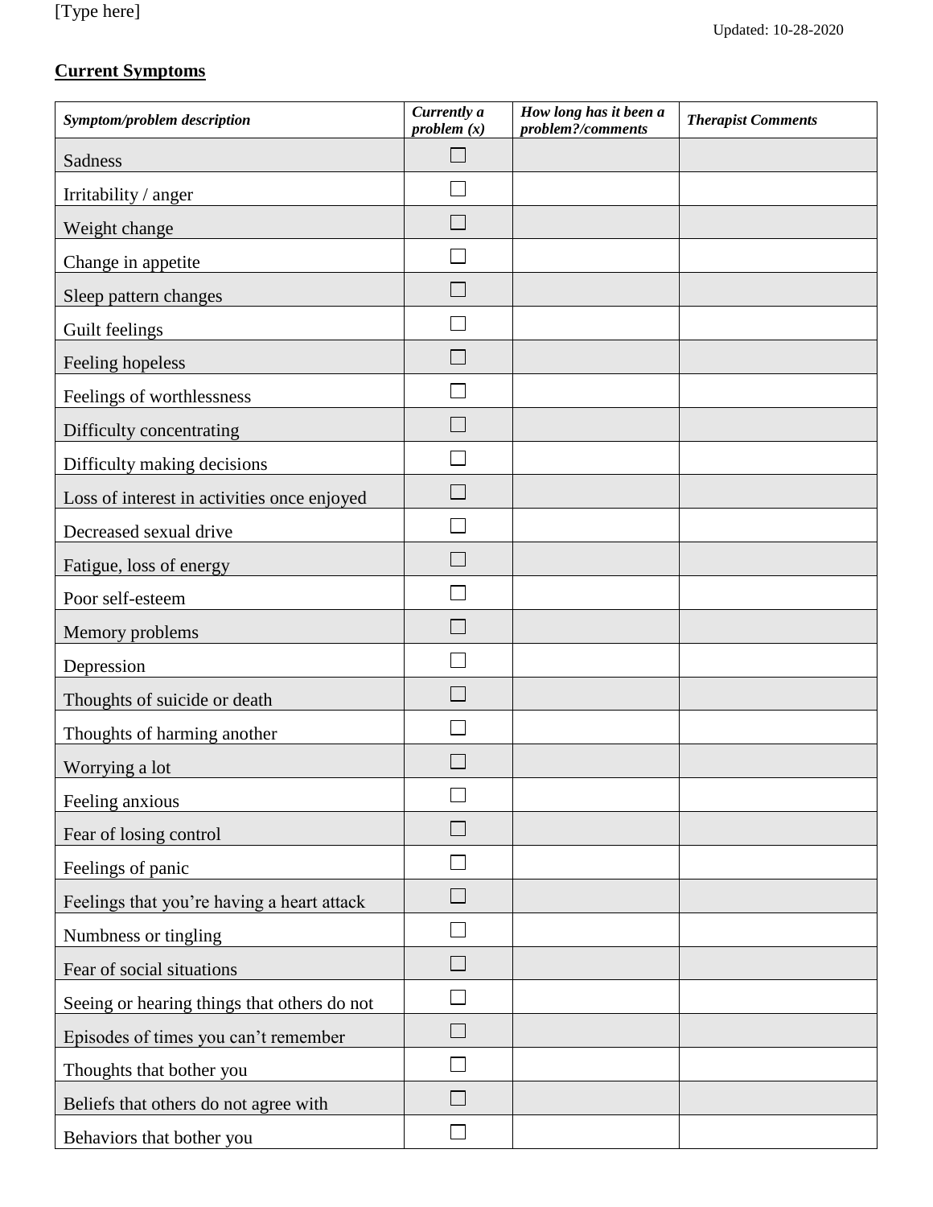## **Current Symptoms**

| *Symptom/problem description* | *Currently a problem (x)* | *How long has it been a problem?/comments* | *Therapist Comments* |
|---|---|---|---|
| Sadness | ☐ | | |
| Irritability / anger | ☐ | | |
| Weight change | ☐ | | |
| Change in appetite | ☐ | | |
| Sleep pattern changes | ☐ | | |
| Guilt feelings | ☐ | | |
| Feeling hopeless | ☐ | | |
| Feelings of worthlessness | ☐ | | |
| Difficulty concentrating | ☐ | | |
| Difficulty making decisions | ☐ | | |
| Loss of interest in activities once enjoyed | ☐ | | |
| Decreased sexual drive | ☐ | | |
| Fatigue, loss of energy | ☐ | | |
| Poor self-esteem | ☐ | | |
| Memory problems | ☐ | | |
| Depression | ☐ | | |
| Thoughts of suicide or death | ☐ | | |
| Thoughts of harming another | ☐ | | |
| Worrying a lot | ☐ | | |
| Feeling anxious | ☐ | | |
| Fear of losing control | ☐ | | |
| Feelings of panic | ☐ | | |
| Feelings that you're having a heart attack | ☐ | | |
| Numbness or tingling | ☐ | | |
| Fear of social situations | ☐ | | |
| Seeing or hearing things that others do not | ☐ | | |
| Episodes of times you can't remember | ☐ | | |
| Thoughts that bother you | ☐ | | |
| Beliefs that others do not agree with | ☐ | | |
| Behaviors that bother you | ☐ | | |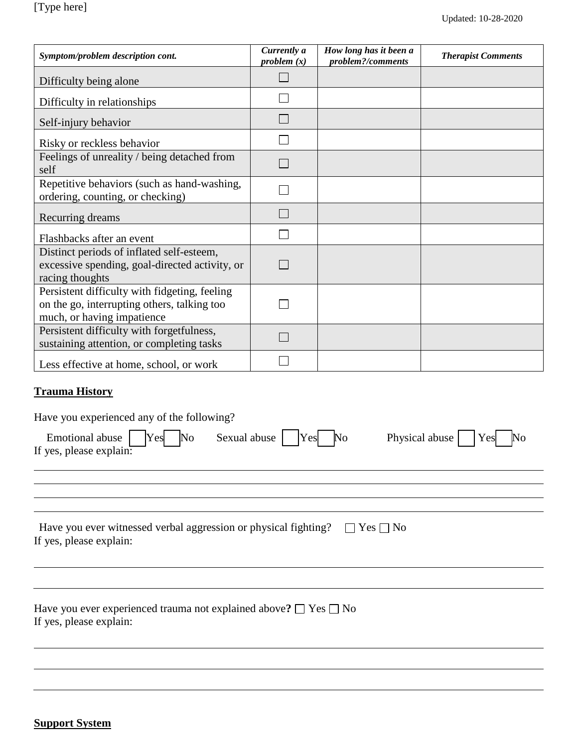| *Symptom/problem description cont.* | *Currently a problem (x)* | *How long has it been a problem?/comments* | *Therapist Comments* |
|---|---|---|---|
| Difficulty being alone | ☐ | | |
| Difficulty in relationships | ☐ | | |
| Self-injury behavior | ☐ | | |
| Risky or reckless behavior | ☐ | | |
| Feelings of unreality / being detached from self | ☐ | | |
| Repetitive behaviors (such as hand-washing, ordering, counting, or checking) | ☐ | | |
| Recurring dreams | ☐ | | |
| Flashbacks after an event | ☐ | | |
| Distinct periods of inflated self-esteem, excessive spending, goal-directed activity, or racing thoughts | ☐ | | |
| Persistent difficulty with fidgeting, feeling on the go, interrupting others, talking too much, or having impatience | ☐ | | |
| Persistent difficulty with forgetfulness, sustaining attention, or completing tasks | ☐ | | |
| Less effective at home, school, or work | ☐ | | |

**Trauma History**

Have you experienced any of the following?

Emotional abuse ☐ Yes ☐ No    Sexual abuse ☐ Yes ☐ No    Physical abuse ☐ Yes ☐ No

If yes, please explain:

\_\_\_\_\_\_\_\_\_\_\_\_\_\_\_\_\_\_\_\_\_\_\_\_\_\_\_\_\_\_\_\_\_\_\_\_\_\_\_\_\_\_\_\_\_\_\_\_\_\_\_\_\_\_\_\_\_\_\_\_

\_\_\_\_\_\_\_\_\_\_\_\_\_\_\_\_\_\_\_\_\_\_\_\_\_\_\_\_\_\_\_\_\_\_\_\_\_\_\_\_\_\_\_\_\_\_\_\_\_\_\_\_\_\_\_\_\_\_\_\_

\_\_\_\_\_\_\_\_\_\_\_\_\_\_\_\_\_\_\_\_\_\_\_\_\_\_\_\_\_\_\_\_\_\_\_\_\_\_\_\_\_\_\_\_\_\_\_\_\_\_\_\_\_\_\_\_\_\_\_\_

\_\_\_\_\_\_\_\_\_\_\_\_\_\_\_\_\_\_\_\_\_\_\_\_\_\_\_\_\_\_\_\_\_\_\_\_\_\_\_\_\_\_\_\_\_\_\_\_\_\_\_\_\_\_\_\_\_\_\_\_

Have you ever witnessed verbal aggression or physical fighting? ☐ Yes ☐ No

If yes, please explain:

\_\_\_\_\_\_\_\_\_\_\_\_\_\_\_\_\_\_\_\_\_\_\_\_\_\_\_\_\_\_\_\_\_\_\_\_\_\_\_\_\_\_\_\_\_\_\_\_\_\_\_\_\_\_\_\_\_\_\_\_

\_\_\_\_\_\_\_\_\_\_\_\_\_\_\_\_\_\_\_\_\_\_\_\_\_\_\_\_\_\_\_\_\_\_\_\_\_\_\_\_\_\_\_\_\_\_\_\_\_\_\_\_\_\_\_\_\_\_\_\_

Have you ever experienced trauma not explained above**?** ☐ Yes ☐ No

If yes, please explain:

\_\_\_\_\_\_\_\_\_\_\_\_\_\_\_\_\_\_\_\_\_\_\_\_\_\_\_\_\_\_\_\_\_\_\_\_\_\_\_\_\_\_\_\_\_\_\_\_\_\_\_\_\_\_\_\_\_\_\_\_

\_\_\_\_\_\_\_\_\_\_\_\_\_\_\_\_\_\_\_\_\_\_\_\_\_\_\_\_\_\_\_\_\_\_\_\_\_\_\_\_\_\_\_\_\_\_\_\_\_\_\_\_\_\_\_\_\_\_\_\_

\_\_\_\_\_\_\_\_\_\_\_\_\_\_\_\_\_\_\_\_\_\_\_\_\_\_\_\_\_\_\_\_\_\_\_\_\_\_\_\_\_\_\_\_\_\_\_\_\_\_\_\_\_\_\_\_\_\_\_\_

**Support System**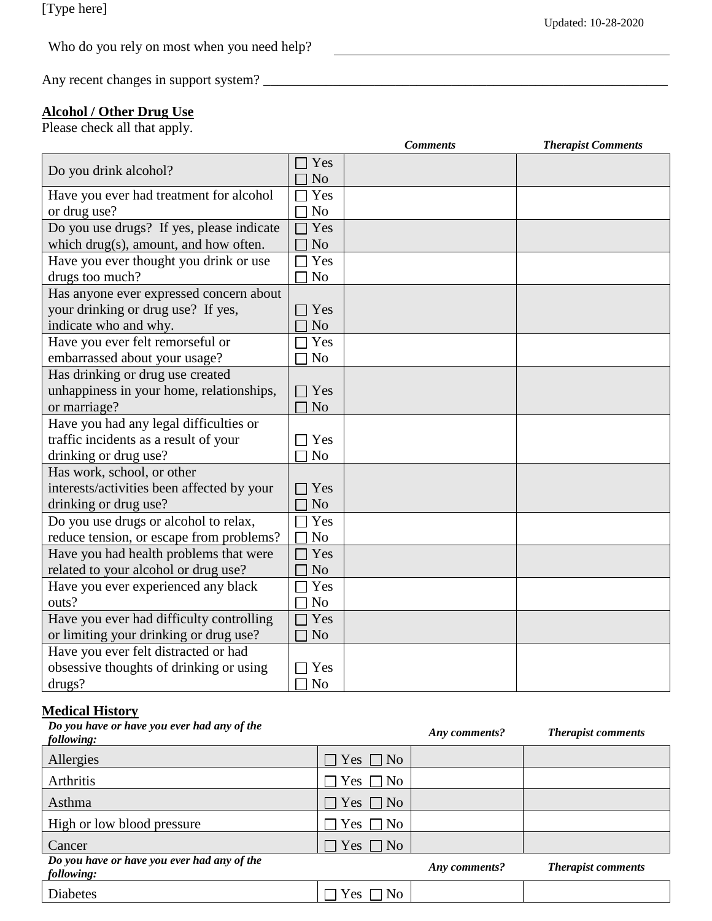Who do you rely on most when you need help? ______________________________

Any recent changes in support system? ______________________________

**Alcohol / Other Drug Use**

Please check all that apply.

| | | *Comments* | *Therapist Comments* |
|---|---|---|---|
| Do you drink alcohol? | ☐ Yes ☐ No | | |
| Have you ever had treatment for alcohol or drug use? | ☐ Yes ☐ No | | |
| Do you use drugs? If yes, please indicate which drug(s), amount, and how often. | ☐ Yes ☐ No | | |
| Have you ever thought you drink or use drugs too much? | ☐ Yes ☐ No | | |
| Has anyone ever expressed concern about your drinking or drug use? If yes, indicate who and why. | ☐ Yes ☐ No | | |
| Have you ever felt remorseful or embarrassed about your usage? | ☐ Yes ☐ No | | |
| Has drinking or drug use created unhappiness in your home, relationships, or marriage? | ☐ Yes ☐ No | | |
| Have you had any legal difficulties or traffic incidents as a result of your drinking or drug use? | ☐ Yes ☐ No | | |
| Has work, school, or other interests/activities been affected by your drinking or drug use? | ☐ Yes ☐ No | | |
| Do you use drugs or alcohol to relax, reduce tension, or escape from problems? | ☐ Yes ☐ No | | |
| Have you had health problems that were related to your alcohol or drug use? | ☐ Yes ☐ No | | |
| Have you ever experienced any black outs? | ☐ Yes ☐ No | | |
| Have you ever had difficulty controlling or limiting your drinking or drug use? | ☐ Yes ☐ No | | |
| Have you ever felt distracted or had obsessive thoughts of drinking or using drugs? | ☐ Yes ☐ No | | |

**Medical History**

| *Do you have or have you ever had any of the following:* | | *Any comments?* | *Therapist comments* |
|---|---|---|---|
| Allergies | ☐ Yes ☐ No | | |
| Arthritis | ☐ Yes ☐ No | | |
| Asthma | ☐ Yes ☐ No | | |
| High or low blood pressure | ☐ Yes ☐ No | | |
| Cancer | ☐ Yes ☐ No | | |
| *Do you have or have you ever had any of the following:* | | *Any comments?* | *Therapist comments* |
| Diabetes | ☐ Yes ☐ No | | |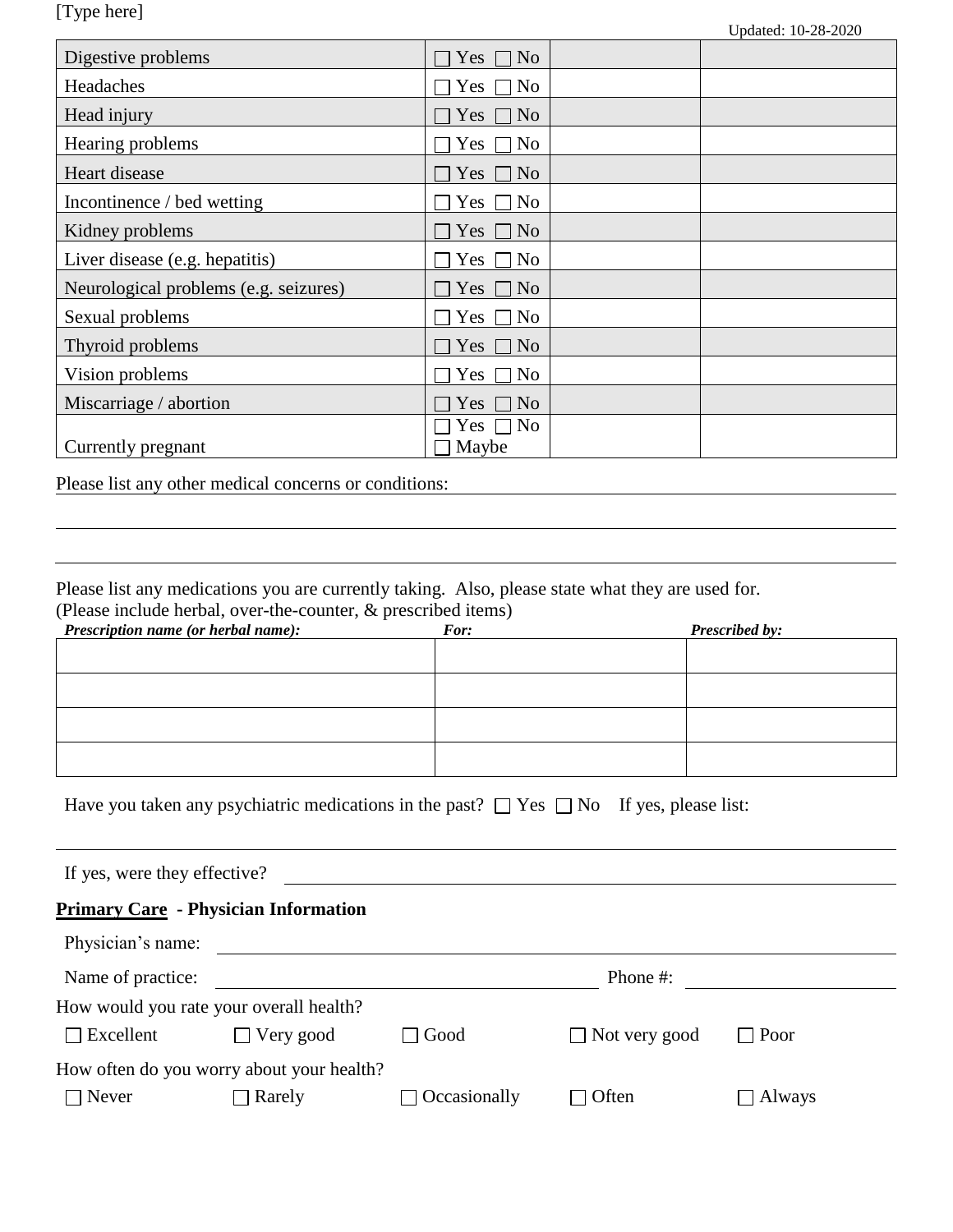| | | | |
|---|---|---|---|
| Digestive problems | ☐ Yes ☐ No | | |
| Headaches | ☐ Yes ☐ No | | |
| Head injury | ☐ Yes ☐ No | | |
| Hearing problems | ☐ Yes ☐ No | | |
| Heart disease | ☐ Yes ☐ No | | |
| Incontinence / bed wetting | ☐ Yes ☐ No | | |
| Kidney problems | ☐ Yes ☐ No | | |
| Liver disease (e.g. hepatitis) | ☐ Yes ☐ No | | |
| Neurological problems (e.g. seizures) | ☐ Yes ☐ No | | |
| Sexual problems | ☐ Yes ☐ No | | |
| Thyroid problems | ☐ Yes ☐ No | | |
| Vision problems | ☐ Yes ☐ No | | |
| Miscarriage / abortion | ☐ Yes ☐ No | | |
| Currently pregnant | ☐ Yes ☐ No ☐ Maybe | | |

Please list any other medical concerns or conditions: ______________________________

______________________________

______________________________

Please list any medications you are currently taking. Also, please state what they are used for. (Please include herbal, over-the-counter, & prescribed items)

| ***Prescription name (or herbal name):*** | ***For:*** | ***Prescribed by:*** |
|---|---|---|
| | | |
| | | |
| | | |
| | | |

Have you taken any psychiatric medications in the past? ☐ Yes ☐ No If yes, please list:

______________________________

If yes, were they effective? ______________________________

## <u>Primary Care</u> - Physician Information

Physician's name: ______________________________

Name of practice: ______________________________ Phone #: ______________

How would you rate your overall health?

☐ Excellent ☐ Very good ☐ Good ☐ Not very good ☐ Poor

How often do you worry about your health?

☐ Never ☐ Rarely ☐ Occasionally ☐ Often ☐ Always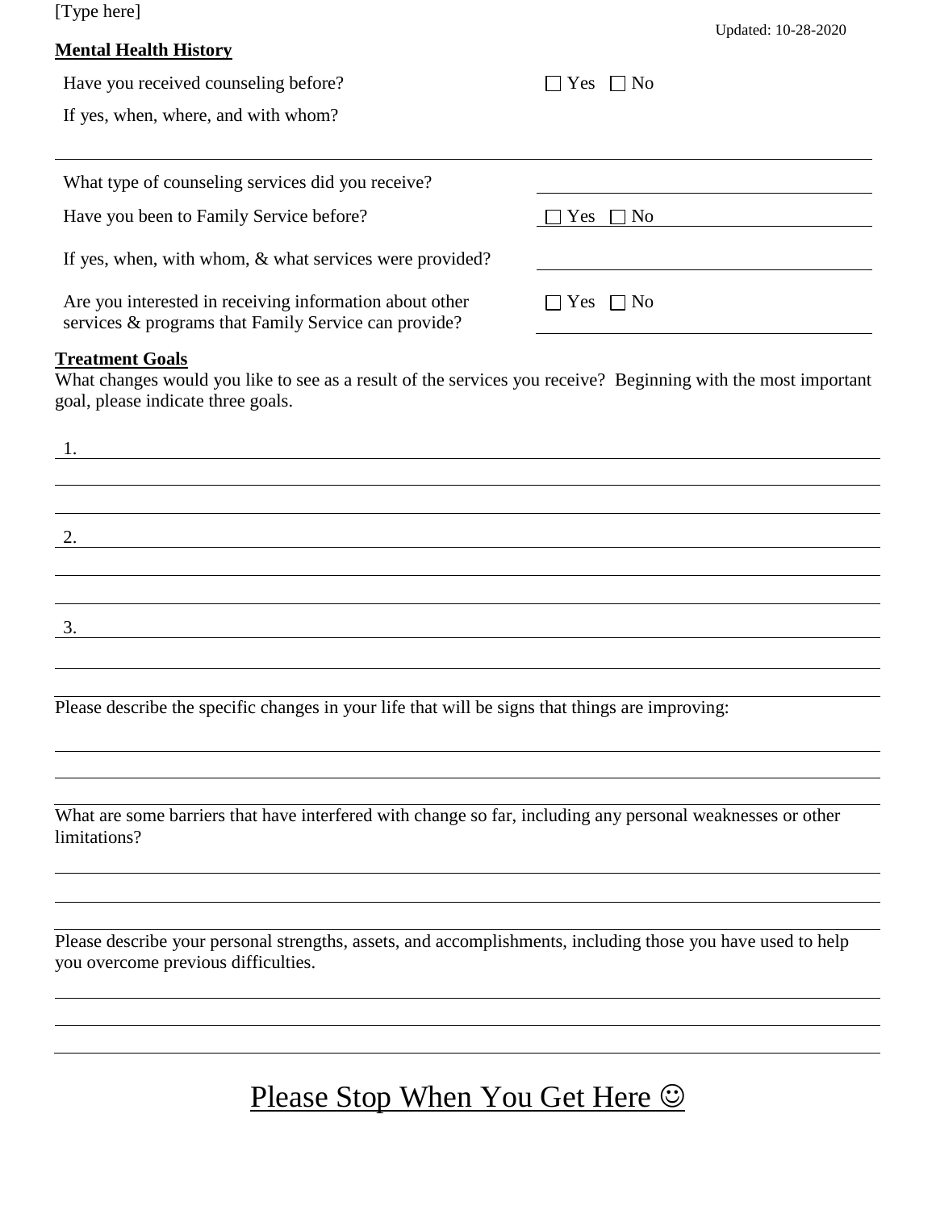## Mental Health History

Have you received counseling before? ☐ Yes ☐ No

If yes, when, where, and with whom?

What type of counseling services did you receive?

Have you been to Family Service before? ☐ Yes ☐ No

If yes, when, with whom, & what services were provided?

Are you interested in receiving information about other services & programs that Family Service can provide? ☐ Yes ☐ No

## Treatment Goals

What changes would you like to see as a result of the services you receive? Beginning with the most important goal, please indicate three goals.

1.

2.

3.

Please describe the specific changes in your life that will be signs that things are improving:

What are some barriers that have interfered with change so far, including any personal weaknesses or other limitations?

Please describe your personal strengths, assets, and accomplishments, including those you have used to help you overcome previous difficulties.

Please Stop When You Get Here ☺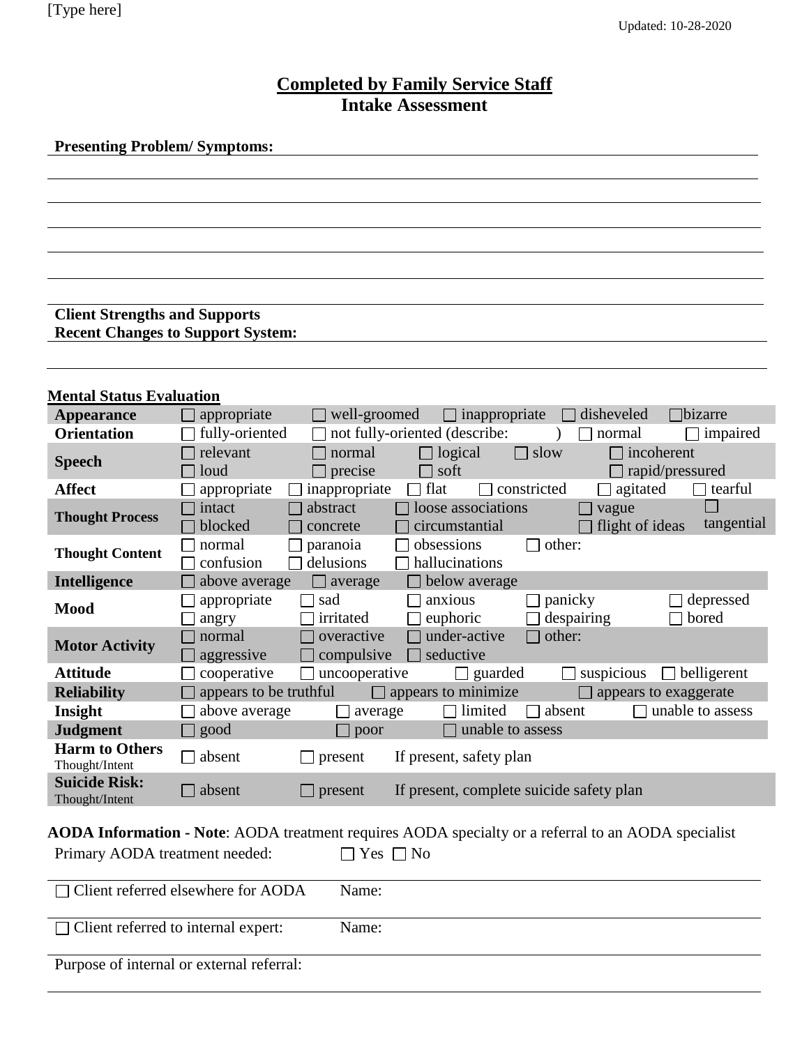## Completed by Family Service Staff

## Intake Assessment

**Presenting Problem/ Symptoms:**

**Client Strengths and Supports**

**Recent Changes to Support System:**

**Mental Status Evaluation**

| | | | | | |
|---|---|---|---|---|---|
| **Appearance** | ☐ appropriate | ☐ well-groomed | ☐ inappropriate | ☐ disheveled | ☐ bizarre |
| **Orientation** | ☐ fully-oriented | ☐ not fully-oriented (describe: ) | | ☐ normal | ☐ impaired |
| **Speech** | ☐ relevant ☐ loud | ☐ normal ☐ precise | ☐ logical ☐ soft | ☐ slow | ☐ incoherent ☐ rapid/pressured |
| **Affect** | ☐ appropriate | ☐ inappropriate | ☐ flat | ☐ constricted | ☐ agitated ☐ tearful |
| **Thought Process** | ☐ intact ☐ blocked | ☐ abstract ☐ concrete | ☐ loose associations ☐ circumstantial | ☐ vague ☐ flight of ideas | ☐ tangential |
| **Thought Content** | ☐ normal ☐ confusion | ☐ paranoia ☐ delusions | ☐ obsessions ☐ hallucinations | ☐ other: | |
| **Intelligence** | ☐ above average | ☐ average | ☐ below average | | |
| **Mood** | ☐ appropriate ☐ angry | ☐ sad ☐ irritated | ☐ anxious ☐ euphoric | ☐ panicky ☐ despairing | ☐ depressed ☐ bored |
| **Motor Activity** | ☐ normal ☐ aggressive | ☐ overactive ☐ compulsive | ☐ under-active ☐ seductive | ☐ other: | |
| **Attitude** | ☐ cooperative | ☐ uncooperative | ☐ guarded | ☐ suspicious | ☐ belligerent |
| **Reliability** | ☐ appears to be truthful | | ☐ appears to minimize | ☐ appears to exaggerate | |
| **Insight** | ☐ above average | ☐ average | ☐ limited | ☐ absent | ☐ unable to assess |
| **Judgment** | ☐ good | ☐ poor | ☐ unable to assess | | |
| **Harm to Others** Thought/Intent | ☐ absent | ☐ present | If present, safety plan | | |
| **Suicide Risk:** Thought/Intent | ☐ absent | ☐ present | If present, complete suicide safety plan | | |

**AODA Information - Note**: AODA treatment requires AODA specialty or a referral to an AODA specialist

Primary AODA treatment needed: ☐ Yes ☐ No

☐ Client referred elsewhere for AODA Name:

☐ Client referred to internal expert: Name:

Purpose of internal or external referral: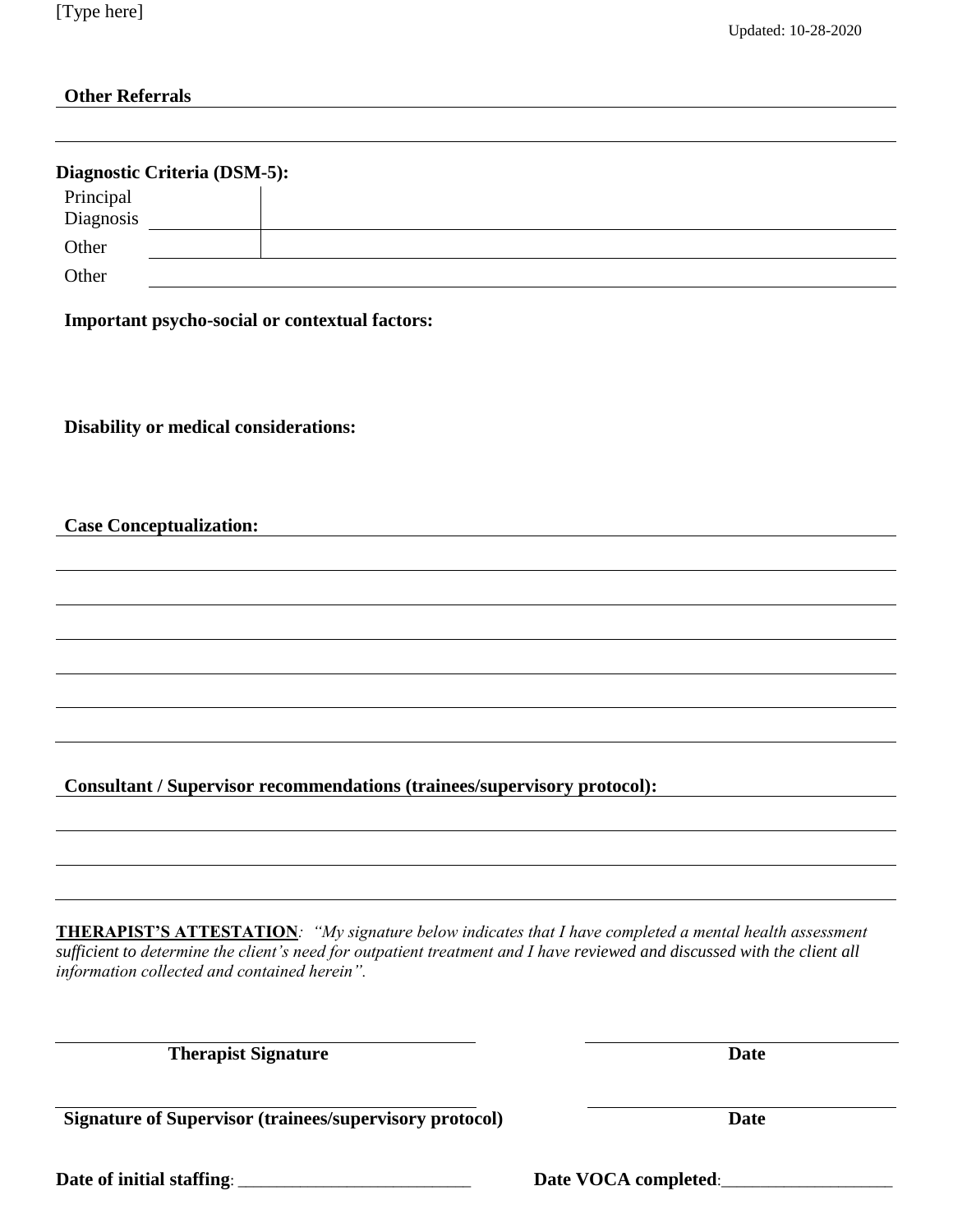**Other Referrals**

**Diagnostic Criteria (DSM-5):**

| | | |
|---|---|---|
| Principal Diagnosis | | |
| Other | | |
| Other | | |

**Important psycho-social or contextual factors:**

**Disability or medical considerations:**

**Case Conceptualization:**

**Consultant / Supervisor recommendations (trainees/supervisory protocol):**

**THERAPIST'S ATTESTATION**: *"My signature below indicates that I have completed a mental health assessment sufficient to determine the client's need for outpatient treatment and I have reviewed and discussed with the client all information collected and contained herein".*

**Therapist Signature** **Date**

**Signature of Supervisor (trainees/supervisory protocol)** **Date**

**Date of initial staffing**: ___________________________ **Date VOCA completed**:___________________